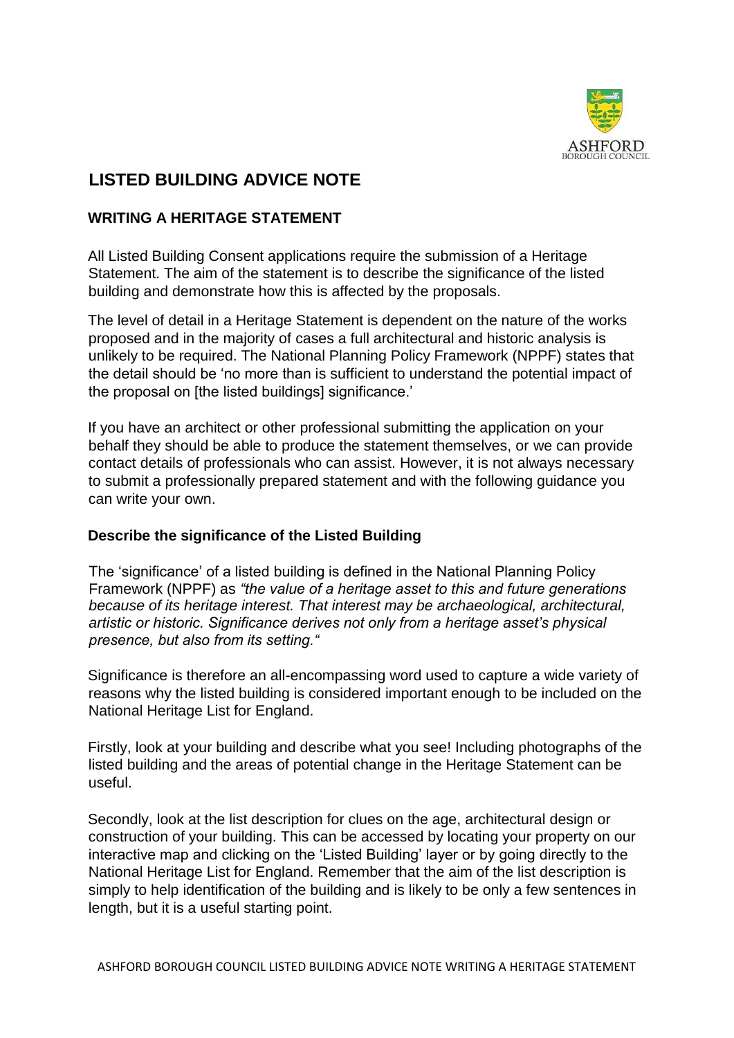# LISTED BUILDING ADVICE NOTE

## WRITING A HERITAGE STATEMENT

All Listed Building Consent applications require the submission of a Heritage Statement. The aim of the statement is to describe the significance of the listed building and demonstrate how this is affected by the proposals.

The level of detail in a Heritage Statement is dependent on the nature of the works proposed and in the majority of cases a full architectural and historic analysis is unlikely to be required. The National Planning Policy Framework (NPPF) states that the detail should be 'no more than is sufficient to understand the potential impact of the proposal on [the listed buildings] significance.'

If you have an architect or other professional submitting the application on your behalf they should be able to produce the statement themselves, or we can provide contact details of professionals who can assist. However, it is not always necessary to submit a professionally prepared statement and with the following guidance you can write your own.

### Describe the significance of the Listed Building

The 'significance' of a listed building is defined in the National Planning Policy Framework (NPPF) as *"the value of a heritage asset to this and future generations because of its heritage interest. That interest may be archaeological, architectural, artistic or historic. Significance derives not only from a heritage asset's physical presence, but also from its setting."*

Significance is therefore an all-encompassing word used to capture a wide variety of reasons why the listed building is considered important enough to be included on the National Heritage List for England.

Firstly, look at your building and describe what you see! Including photographs of the listed building and the areas of potential change in the Heritage Statement can be useful.

Secondly, look at the list description for clues on the age, architectural design or construction of your building. This can be accessed by locating your property on our interactive map and clicking on the 'Listed Building' layer or by going directly to the National Heritage List for England. Remember that the aim of the list description is simply to help identification of the building and is likely to be only a few sentences in length, but it is a useful starting point.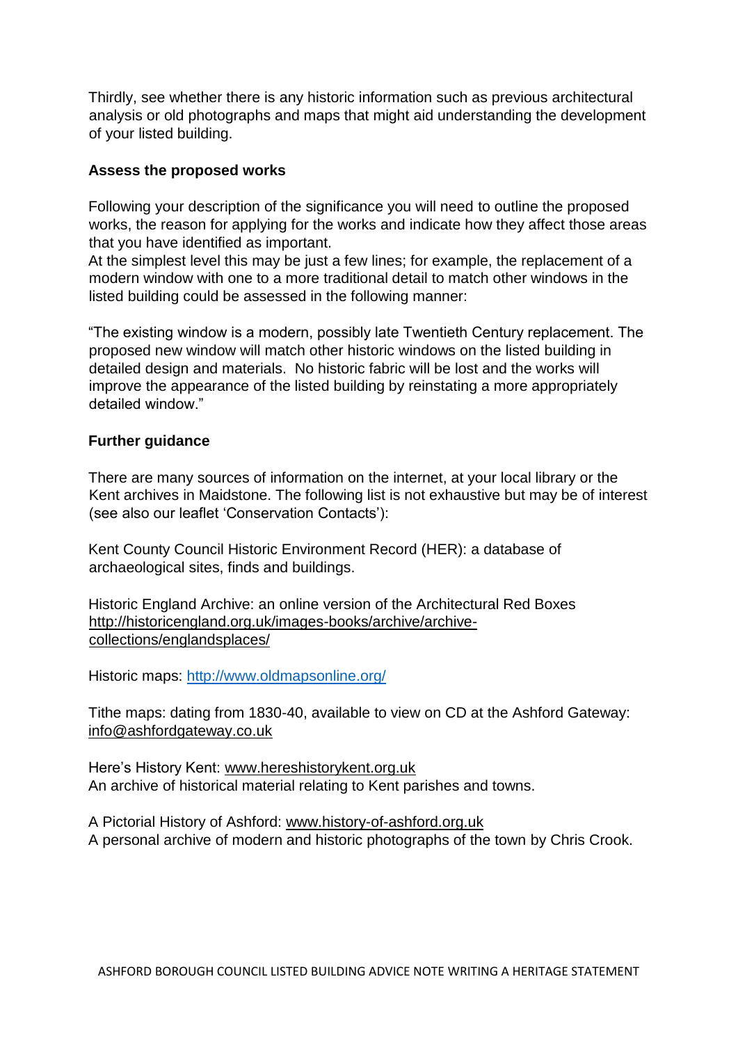Thirdly, see whether there is any historic information such as previous architectural analysis or old photographs and maps that might aid understanding the development of your listed building.

**Assess the proposed works**

Following your description of the significance you will need to outline the proposed works, the reason for applying for the works and indicate how they affect those areas that you have identified as important.
At the simplest level this may be just a few lines; for example, the replacement of a modern window with one to a more traditional detail to match other windows in the listed building could be assessed in the following manner:

"The existing window is a modern, possibly late Twentieth Century replacement. The proposed new window will match other historic windows on the listed building in detailed design and materials. No historic fabric will be lost and the works will improve the appearance of the listed building by reinstating a more appropriately detailed window."

**Further guidance**

There are many sources of information on the internet, at your local library or the Kent archives in Maidstone. The following list is not exhaustive but may be of interest (see also our leaflet 'Conservation Contacts'):

Kent County Council Historic Environment Record (HER): a database of archaeological sites, finds and buildings.

Historic England Archive: an online version of the Architectural Red Boxes
http://historicengland.org.uk/images-books/archive/archive-collections/englandsplaces/

Historic maps: http://www.oldmapsonline.org/

Tithe maps: dating from 1830-40, available to view on CD at the Ashford Gateway:
info@ashfordgateway.co.uk

Here's History Kent: www.hereshistorykent.org.uk
An archive of historical material relating to Kent parishes and towns.

A Pictorial History of Ashford: www.history-of-ashford.org.uk
A personal archive of modern and historic photographs of the town by Chris Crook.